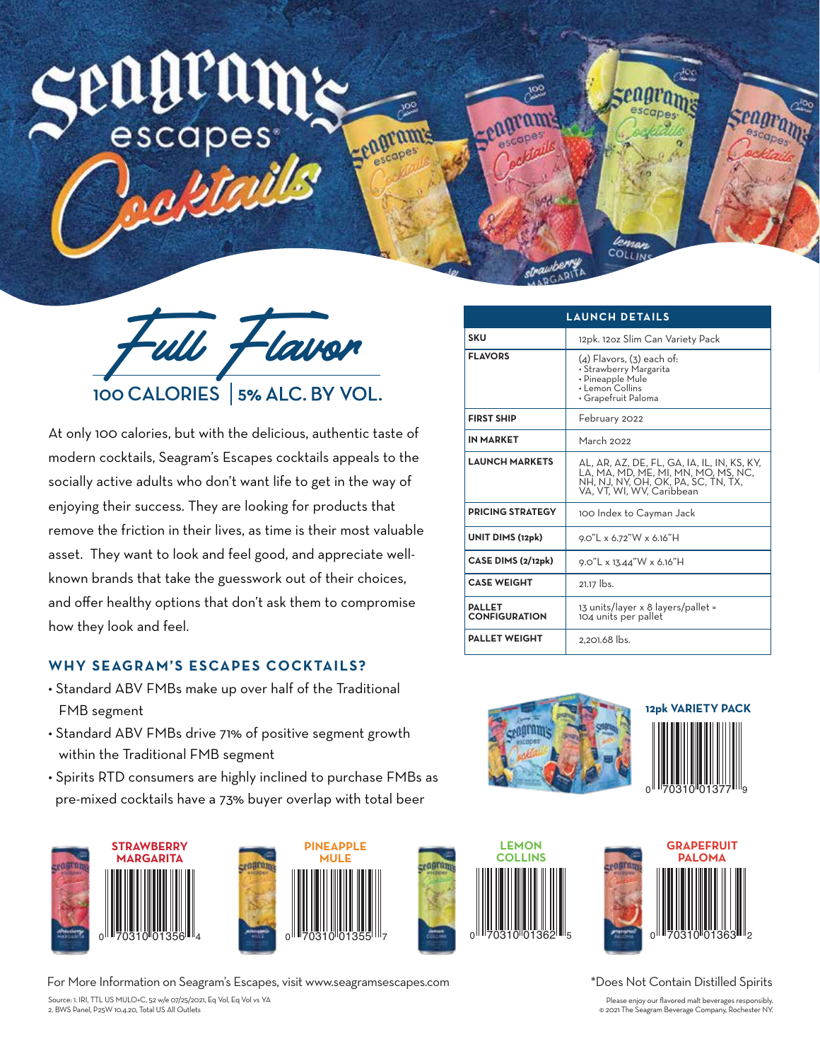# Seagram's escapes Cocktails

## Full Flavor

**100 CALORIES | 5% ALC. BY VOL.**

At only 100 calories, but with the delicious, authentic taste of modern cocktails, Seagram's Escapes cocktails appeals to the socially active adults who don't want life to get in the way of enjoying their success. They are looking for products that remove the friction in their lives, as time is their most valuable asset. They want to look and feel good, and appreciate well-known brands that take the guesswork out of their choices, and offer healthy options that don't ask them to compromise how they look and feel.

### WHY SEAGRAM'S ESCAPES COCKTAILS?

- Standard ABV FMBs make up over half of the Traditional FMB segment
- Standard ABV FMBs drive 71% of positive segment growth within the Traditional FMB segment
- Spirits RTD consumers are highly inclined to purchase FMBs as pre-mixed cocktails have a 73% buyer overlap with total beer

| LAUNCH DETAILS | |
|---|---|
| **SKU** | 12pk. 12oz Slim Can Variety Pack |
| **FLAVORS** | (4) Flavors, (3) each of: • Strawberry Margarita • Pineapple Mule • Lemon Collins • Grapefruit Paloma |
| **FIRST SHIP** | February 2022 |
| **IN MARKET** | March 2022 |
| **LAUNCH MARKETS** | AL, AR, AZ, DE, FL, GA, IA, IL, IN, KS, KY, LA, MA, MD, ME, MI, MN, MO, MS, NC, NH, NJ, NY, OH, OK, PA, SC, TN, TX, VA, VT, WI, WV, Caribbean |
| **PRICING STRATEGY** | 100 Index to Cayman Jack |
| **UNIT DIMS (12pk)** | 9.0"L x 6.72"W x 6.16"H |
| **CASE DIMS (2/12pk)** | 9.0"L x 13.44"W x 6.16"H |
| **CASE WEIGHT** | 21.17 lbs. |
| **PALLET CONFIGURATION** | 13 units/layer x 8 layers/pallet = 104 units per pallet |
| **PALLET WEIGHT** | 2,201.68 lbs. |

**12pk VARIETY PACK**

0 70310 01377 9

**STRAWBERRY MARGARITA**

0 70310 01356 4

**PINEAPPLE MULE**

0 70310 01355 7

**LEMON COLLINS**

0 70310 01362 5

**GRAPEFRUIT PALOMA**

0 70310 01363 2

For More Information on Seagram's Escapes, visit www.seagramsescapes.com

*Does Not Contain Distilled Spirits

Source: 1. IRI, TTL US MULO+C, 52 w/e 07/25/2021, Eq Vol, Eq Vol vs YA
2. BWS Panel, P25W 10.4.20, Total US All Outlets

Please enjoy our flavored malt beverages responsibly.
© 2021 The Seagram Beverage Company, Rochester NY.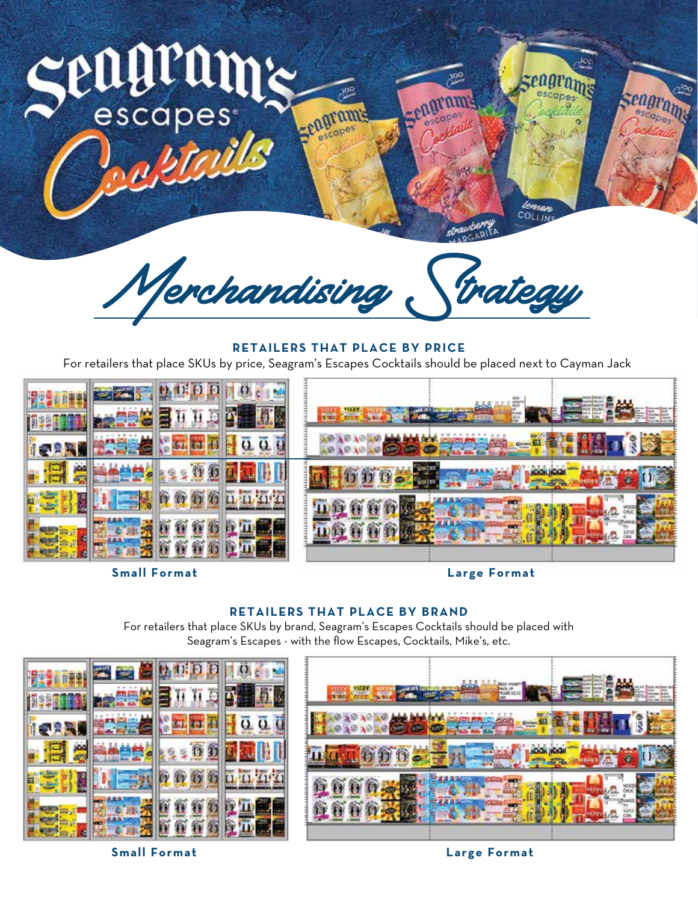# Seagram's escapes® Cocktails

## Merchandising Strategy

### RETAILERS THAT PLACE BY PRICE

For retailers that place SKUs by price, Seagram's Escapes Cocktails should be placed next to Cayman Jack

**Small Format**

**Large Format**

### RETAILERS THAT PLACE BY BRAND

For retailers that place SKUs by brand, Seagram's Escapes Cocktails should be placed with Seagram's Escapes - with the flow Escapes, Cocktails, Mike's, etc.

**Small Format**

**Large Format**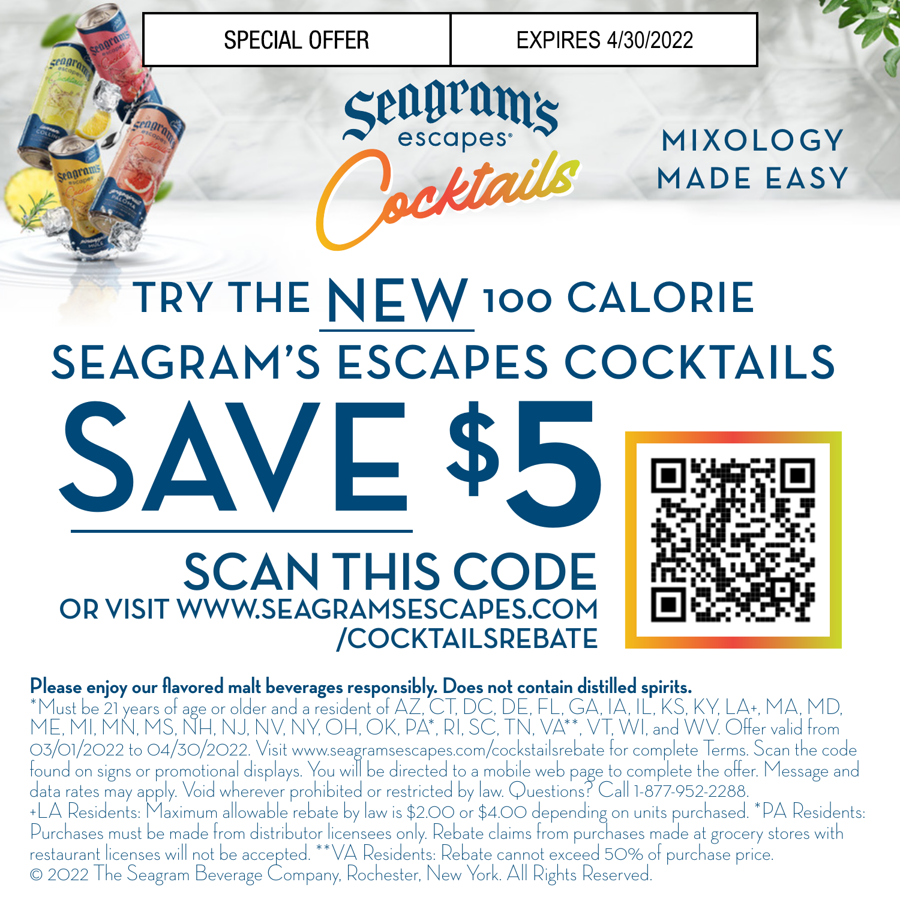| SPECIAL OFFER | EXPIRES 4/30/2022 |
| --- | --- |

# Seagram's escapes Cocktails

MIXOLOGY MADE EASY

## TRY THE NEW 100 CALORIE SEAGRAM'S ESCAPES COCKTAILS

# SAVE $5

## SCAN THIS CODE

**OR VISIT WWW.SEAGRAMSESCAPES.COM/COCKTAILSREBATE**

**Please enjoy our flavored malt beverages responsibly. Does not contain distilled spirits.**

*Must be 21 years of age or older and a resident of AZ, CT, DC, DE, FL, GA, IA, IL, KS, KY, LA+, MA, MD, ME, MI, MN, MS, NH, NJ, NV, NY, OH, OK, PA*, RI, SC, TN, VA**, VT, WI, and WV. Offer valid from 03/01/2022 to 04/30/2022. Visit www.seagramsescapes.com/cockstailsrebate for complete Terms. Scan the code found on signs or promotional displays. You will be directed to a mobile web page to complete the offer. Message and data rates may apply. Void wherever prohibited or restricted by law. Questions? Call 1-877-952-2288.

+LA Residents: Maximum allowable rebate by law is $2.00 or $4.00 depending on units purchased. *PA Residents: Purchases must be made from distributor licensees only. Rebate claims from purchases made at grocery stores with restaurant licenses will not be accepted. **VA Residents: Rebate cannot exceed 50% of purchase price.

© 2022 The Seagram Beverage Company, Rochester, New York. All Rights Reserved.